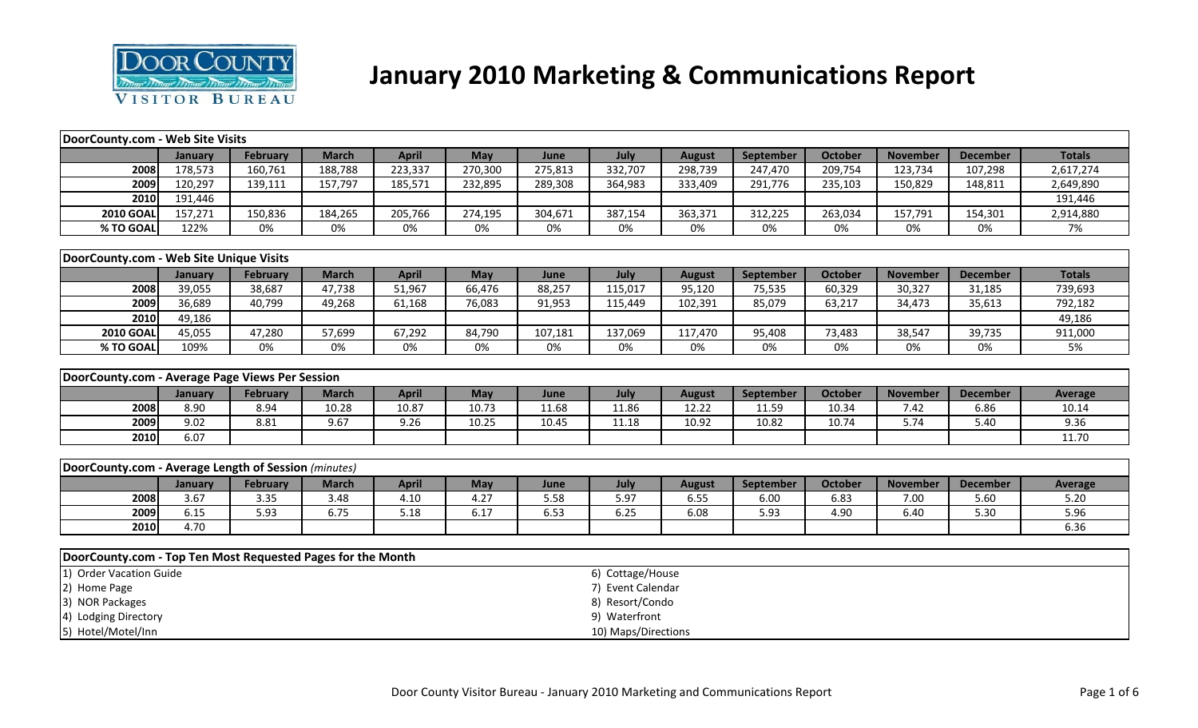# January 2010 Marketing & Communications Report

| DoorCounty.com - Web Site Visits | | | | | | | | | | | | | |
|---|---|---|---|---|---|---|---|---|---|---|---|---|---|
| | January | February | March | April | May | June | July | August | September | October | November | December | Totals |
| 2008 | 178,573 | 160,761 | 188,788 | 223,337 | 270,300 | 275,813 | 332,707 | 298,739 | 247,470 | 209,754 | 123,734 | 107,298 | 2,617,274 |
| 2009 | 120,297 | 139,111 | 157,797 | 185,571 | 232,895 | 289,308 | 364,983 | 333,409 | 291,776 | 235,103 | 150,829 | 148,811 | 2,649,890 |
| 2010 | 191,446 | | | | | | | | | | | | 191,446 |
| 2010 GOAL | 157,271 | 150,836 | 184,265 | 205,766 | 274,195 | 304,671 | 387,154 | 363,371 | 312,225 | 263,034 | 157,791 | 154,301 | 2,914,880 |
| % TO GOAL | 122% | 0% | 0% | 0% | 0% | 0% | 0% | 0% | 0% | 0% | 0% | 0% | 7% |

| DoorCounty.com - Web Site Unique Visits | | | | | | | | | | | | | |
|---|---|---|---|---|---|---|---|---|---|---|---|---|---|
| | January | February | March | April | May | June | July | August | September | October | November | December | Totals |
| 2008 | 39,055 | 38,687 | 47,738 | 51,967 | 66,476 | 88,257 | 115,017 | 95,120 | 75,535 | 60,329 | 30,327 | 31,185 | 739,693 |
| 2009 | 36,689 | 40,799 | 49,268 | 61,168 | 76,083 | 91,953 | 115,449 | 102,391 | 85,079 | 63,217 | 34,473 | 35,613 | 792,182 |
| 2010 | 49,186 | | | | | | | | | | | | 49,186 |
| 2010 GOAL | 45,055 | 47,280 | 57,699 | 67,292 | 84,790 | 107,181 | 137,069 | 117,470 | 95,408 | 73,483 | 38,547 | 39,735 | 911,000 |
| % TO GOAL | 109% | 0% | 0% | 0% | 0% | 0% | 0% | 0% | 0% | 0% | 0% | 0% | 5% |

| DoorCounty.com - Average Page Views Per Session | | | | | | | | | | | | | |
|---|---|---|---|---|---|---|---|---|---|---|---|---|---|
| | January | February | March | April | May | June | July | August | September | October | November | December | Average |
| 2008 | 8.90 | 8.94 | 10.28 | 10.87 | 10.73 | 11.68 | 11.86 | 12.22 | 11.59 | 10.34 | 7.42 | 6.86 | 10.14 |
| 2009 | 9.02 | 8.81 | 9.67 | 9.26 | 10.25 | 10.45 | 11.18 | 10.92 | 10.82 | 10.74 | 5.74 | 5.40 | 9.36 |
| 2010 | 6.07 | | | | | | | | | | | | 11.70 |

| DoorCounty.com - Average Length of Session *(minutes)* | | | | | | | | | | | | | |
|---|---|---|---|---|---|---|---|---|---|---|---|---|---|
| | January | February | March | April | May | June | July | August | September | October | November | December | Average |
| 2008 | 3.67 | 3.35 | 3.48 | 4.10 | 4.27 | 5.58 | 5.97 | 6.55 | 6.00 | 6.83 | 7.00 | 5.60 | 5.20 |
| 2009 | 6.15 | 5.93 | 6.75 | 5.18 | 6.17 | 6.53 | 6.25 | 6.08 | 5.93 | 4.90 | 6.40 | 5.30 | 5.96 |
| 2010 | 4.70 | | | | | | | | | | | | 6.36 |

| DoorCounty.com - Top Ten Most Requested Pages for the Month | |
|---|---|
| 1) Order Vacation Guide | 6) Cottage/House |
| 2) Home Page | 7) Event Calendar |
| 3) NOR Packages | 8) Resort/Condo |
| 4) Lodging Directory | 9) Waterfront |
| 5) Hotel/Motel/Inn | 10) Maps/Directions |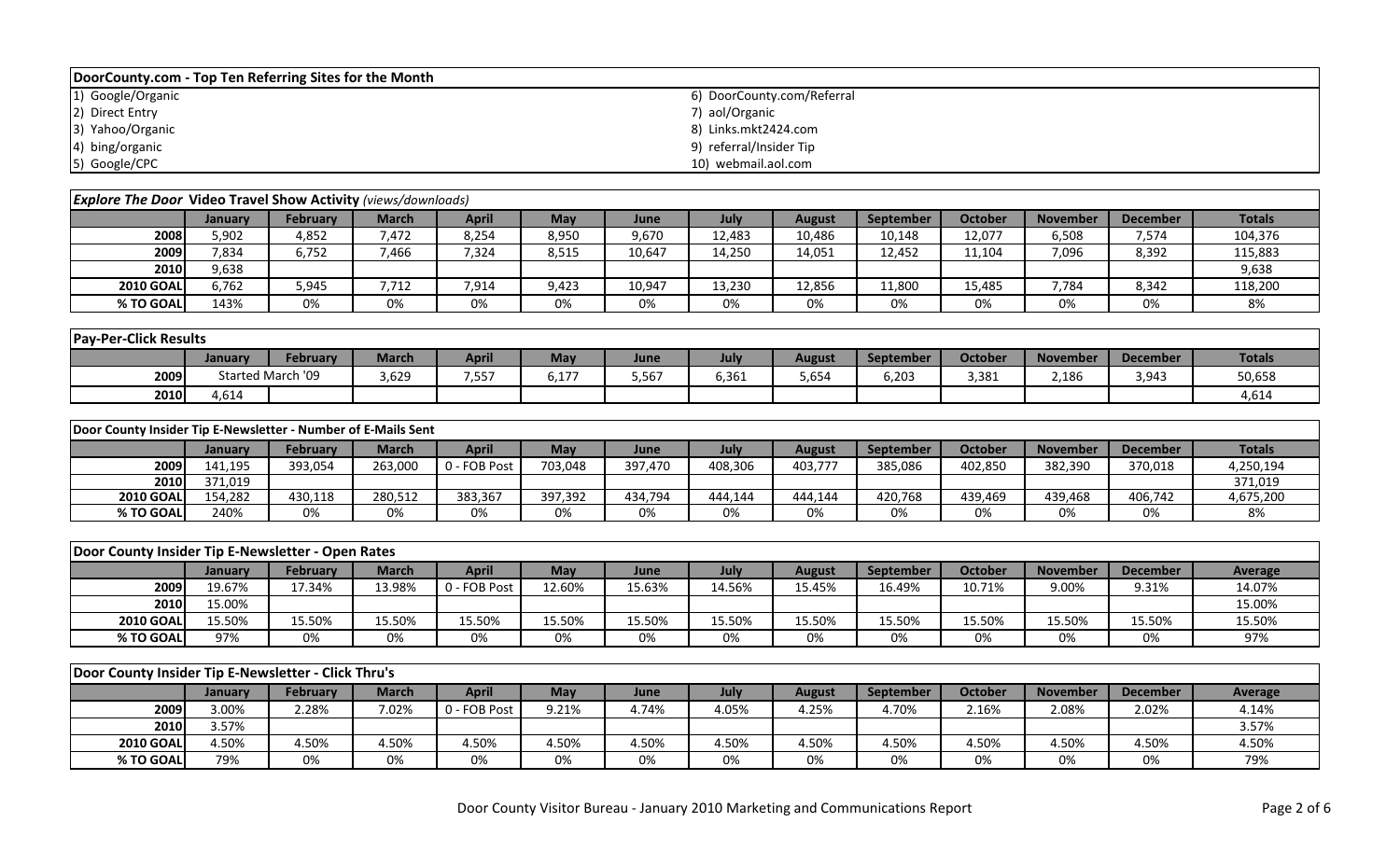## DoorCounty.com - Top Ten Referring Sites for the Month

1) Google/Organic
2) Direct Entry
3) Yahoo/Organic
4) bing/organic
5) Google/CPC
6) DoorCounty.com/Referral
7) aol/Organic
8) Links.mkt2424.com
9) referral/Insider Tip
10) webmail.aol.com

## *Explore The Door* Video Travel Show Activity *(views/downloads)*

| | January | February | March | April | May | June | July | August | September | October | November | December | Totals |
|---|---|---|---|---|---|---|---|---|---|---|---|---|---|
| 2008 | 5,902 | 4,852 | 7,472 | 8,254 | 8,950 | 9,670 | 12,483 | 10,486 | 10,148 | 12,077 | 6,508 | 7,574 | 104,376 |
| 2009 | 7,834 | 6,752 | 7,466 | 7,324 | 8,515 | 10,647 | 14,250 | 14,051 | 12,452 | 11,104 | 7,096 | 8,392 | 115,883 |
| 2010 | 9,638 | | | | | | | | | | | | 9,638 |
| 2010 GOAL | 6,762 | 5,945 | 7,712 | 7,914 | 9,423 | 10,947 | 13,230 | 12,856 | 11,800 | 15,485 | 7,784 | 8,342 | 118,200 |
| % TO GOAL | 143% | 0% | 0% | 0% | 0% | 0% | 0% | 0% | 0% | 0% | 0% | 0% | 8% |

## Pay-Per-Click Results

| | January | February | March | April | May | June | July | August | September | October | November | December | Totals |
|---|---|---|---|---|---|---|---|---|---|---|---|---|---|
| 2009 | Started March '09 | | 3,629 | 7,557 | 6,177 | 5,567 | 6,361 | 5,654 | 6,203 | 3,381 | 2,186 | 3,943 | 50,658 |
| 2010 | 4,614 | | | | | | | | | | | | 4,614 |

## Door County Insider Tip E-Newsletter - Number of E-Mails Sent

| | January | February | March | April | May | June | July | August | September | October | November | December | Totals |
|---|---|---|---|---|---|---|---|---|---|---|---|---|---|
| 2009 | 141,195 | 393,054 | 263,000 | 0 - FOB Post | 703,048 | 397,470 | 408,306 | 403,777 | 385,086 | 402,850 | 382,390 | 370,018 | 4,250,194 |
| 2010 | 371,019 | | | | | | | | | | | | 371,019 |
| 2010 GOAL | 154,282 | 430,118 | 280,512 | 383,367 | 397,392 | 434,794 | 444,144 | 444,144 | 420,768 | 439,469 | 439,468 | 406,742 | 4,675,200 |
| % TO GOAL | 240% | 0% | 0% | 0% | 0% | 0% | 0% | 0% | 0% | 0% | 0% | 0% | 8% |

## Door County Insider Tip E-Newsletter - Open Rates

| | January | February | March | April | May | June | July | August | September | October | November | December | Average |
|---|---|---|---|---|---|---|---|---|---|---|---|---|---|
| 2009 | 19.67% | 17.34% | 13.98% | 0 - FOB Post | 12.60% | 15.63% | 14.56% | 15.45% | 16.49% | 10.71% | 9.00% | 9.31% | 14.07% |
| 2010 | 15.00% | | | | | | | | | | | | 15.00% |
| 2010 GOAL | 15.50% | 15.50% | 15.50% | 15.50% | 15.50% | 15.50% | 15.50% | 15.50% | 15.50% | 15.50% | 15.50% | 15.50% | 15.50% |
| % TO GOAL | 97% | 0% | 0% | 0% | 0% | 0% | 0% | 0% | 0% | 0% | 0% | 0% | 97% |

## Door County Insider Tip E-Newsletter - Click Thru's

| | January | February | March | April | May | June | July | August | September | October | November | December | Average |
|---|---|---|---|---|---|---|---|---|---|---|---|---|---|
| 2009 | 3.00% | 2.28% | 7.02% | 0 - FOB Post | 9.21% | 4.74% | 4.05% | 4.25% | 4.70% | 2.16% | 2.08% | 2.02% | 4.14% |
| 2010 | 3.57% | | | | | | | | | | | | 3.57% |
| 2010 GOAL | 4.50% | 4.50% | 4.50% | 4.50% | 4.50% | 4.50% | 4.50% | 4.50% | 4.50% | 4.50% | 4.50% | 4.50% | 4.50% |
| % TO GOAL | 79% | 0% | 0% | 0% | 0% | 0% | 0% | 0% | 0% | 0% | 0% | 0% | 79% |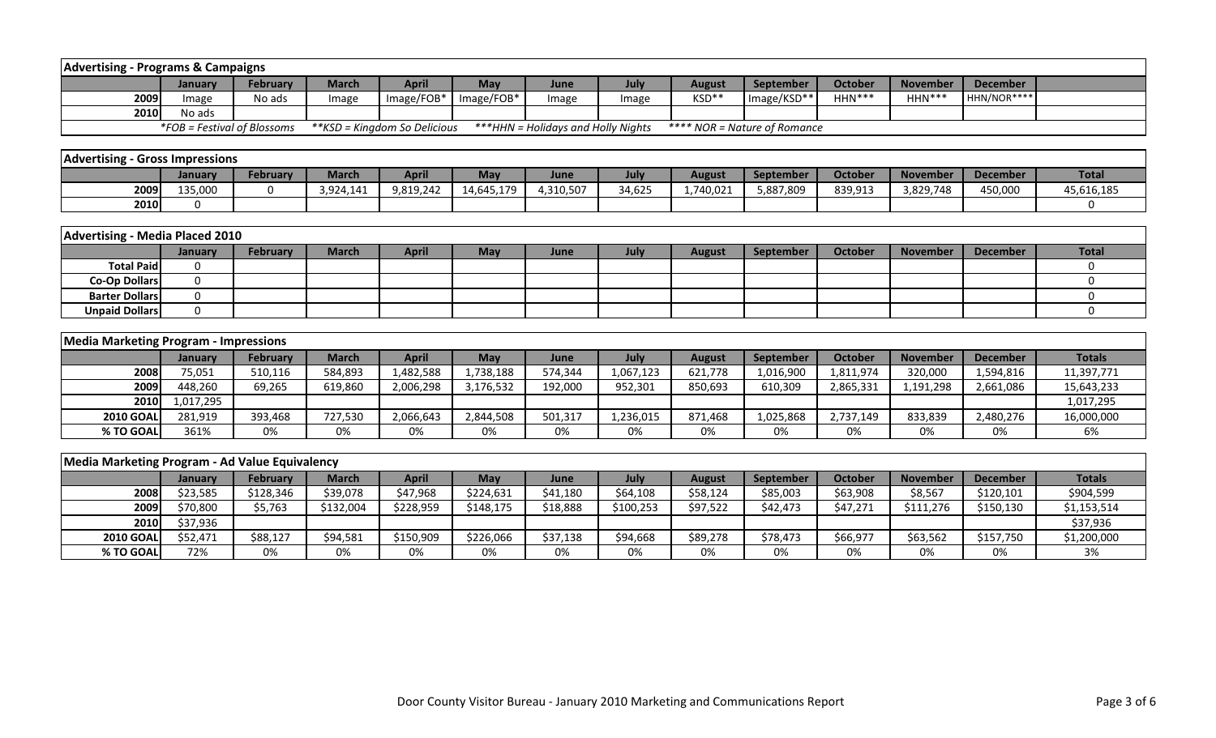## Advertising - Programs & Campaigns

| | January | February | March | April | May | June | July | August | September | October | November | December | |
|---|---|---|---|---|---|---|---|---|---|---|---|---|---|
| 2009 | Image | No ads | Image | Image/FOB* | Image/FOB* | Image | Image | KSD** | Image/KSD** | HHN*** | HHN*** | HHN/NOR**** | |
| 2010 | No ads | | | | | | | | | | | | |

*FOB = Festival of Blossoms &nbsp;&nbsp; **KSD = Kingdom So Delicious &nbsp;&nbsp; ***HHN = Holidays and Holly Nights &nbsp;&nbsp; **** NOR = Nature of Romance

## Advertising - Gross Impressions

| | January | February | March | April | May | June | July | August | September | October | November | December | Total |
|---|---|---|---|---|---|---|---|---|---|---|---|---|---|
| 2009 | 135,000 | 0 | 3,924,141 | 9,819,242 | 14,645,179 | 4,310,507 | 34,625 | 1,740,021 | 5,887,809 | 839,913 | 3,829,748 | 450,000 | 45,616,185 |
| 2010 | 0 | | | | | | | | | | | | 0 |

## Advertising - Media Placed 2010

| | January | February | March | April | May | June | July | August | September | October | November | December | Total |
|---|---|---|---|---|---|---|---|---|---|---|---|---|---|
| Total Paid | 0 | | | | | | | | | | | | 0 |
| Co-Op Dollars | 0 | | | | | | | | | | | | 0 |
| Barter Dollars | 0 | | | | | | | | | | | | 0 |
| Unpaid Dollars | 0 | | | | | | | | | | | | 0 |

## Media Marketing Program - Impressions

| | January | February | March | April | May | June | July | August | September | October | November | December | Totals |
|---|---|---|---|---|---|---|---|---|---|---|---|---|---|
| 2008 | 75,051 | 510,116 | 584,893 | 1,482,588 | 1,738,188 | 574,344 | 1,067,123 | 621,778 | 1,016,900 | 1,811,974 | 320,000 | 1,594,816 | 11,397,771 |
| 2009 | 448,260 | 69,265 | 619,860 | 2,006,298 | 3,176,532 | 192,000 | 952,301 | 850,693 | 610,309 | 2,865,331 | 1,191,298 | 2,661,086 | 15,643,233 |
| 2010 | 1,017,295 | | | | | | | | | | | | 1,017,295 |
| 2010 GOAL | 281,919 | 393,468 | 727,530 | 2,066,643 | 2,844,508 | 501,317 | 1,236,015 | 871,468 | 1,025,868 | 2,737,149 | 833,839 | 2,480,276 | 16,000,000 |
| % TO GOAL | 361% | 0% | 0% | 0% | 0% | 0% | 0% | 0% | 0% | 0% | 0% | 0% | 6% |

## Media Marketing Program - Ad Value Equivalency

| | January | February | March | April | May | June | July | August | September | October | November | December | Totals |
|---|---|---|---|---|---|---|---|---|---|---|---|---|---|
| 2008 | $23,585 | $128,346 | $39,078 | $47,968 | $224,631 | $41,180 | $64,108 | $58,124 | $85,003 | $63,908 | $8,567 | $120,101 | $904,599 |
| 2009 | $70,800 | $5,763 | $132,004 | $228,959 | $148,175 | $18,888 | $100,253 | $97,522 | $42,473 | $47,271 | $111,276 | $150,130 | $1,153,514 |
| 2010 | $37,936 | | | | | | | | | | | | $37,936 |
| 2010 GOAL | $52,471 | $88,127 | $94,581 | $150,909 | $226,066 | $37,138 | $94,668 | $89,278 | $78,473 | $66,977 | $63,562 | $157,750 | $1,200,000 |
| % TO GOAL | 72% | 0% | 0% | 0% | 0% | 0% | 0% | 0% | 0% | 0% | 0% | 0% | 3% |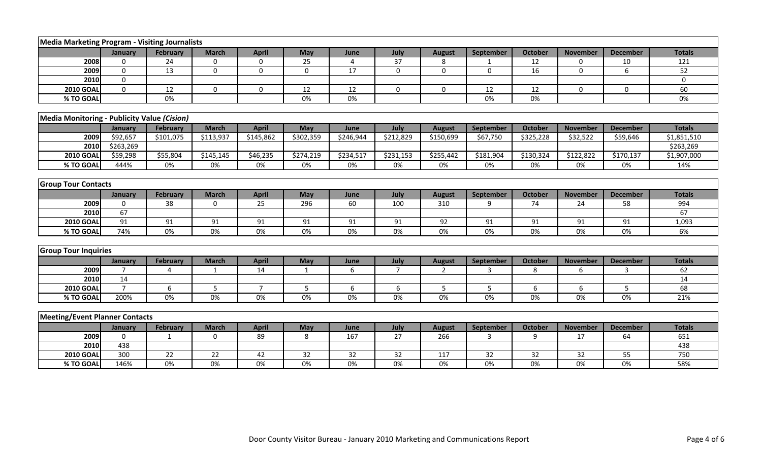## Media Marketing Program - Visiting Journalists

| | January | February | March | April | May | June | July | August | September | October | November | December | Totals |
|---|---|---|---|---|---|---|---|---|---|---|---|---|---|
| 2008 | 0 | 24 | 0 | 0 | 25 | 4 | 37 | 8 | 1 | 12 | 0 | 10 | 121 |
| 2009 | 0 | 13 | 0 | 0 | 0 | 17 | 0 | 0 | 0 | 16 | 0 | 6 | 52 |
| 2010 | 0 | | | | | | | | | | | | 0 |
| 2010 GOAL | 0 | 12 | 0 | 0 | 12 | 12 | 0 | 0 | 12 | 12 | 0 | 0 | 60 |
| % TO GOAL | | 0% | | | 0% | 0% | | | 0% | 0% | | | 0% |

## Media Monitoring - Publicity Value *(Cision)*

| | January | February | March | April | May | June | July | August | September | October | November | December | Totals |
|---|---|---|---|---|---|---|---|---|---|---|---|---|---|
| 2009 | $92,657 | $101,075 | $113,937 | $145,862 | $302,359 | $246,944 | $212,829 | $150,699 | $67,750 | $325,228 | $32,522 | $59,646 | $1,851,510 |
| 2010 | $263,269 | | | | | | | | | | | | $263,269 |
| 2010 GOAL | $59,298 | $55,804 | $145,145 | $46,235 | $274,219 | $234,517 | $231,153 | $255,442 | $181,904 | $130,324 | $122,822 | $170,137 | $1,907,000 |
| % TO GOAL | 444% | 0% | 0% | 0% | 0% | 0% | 0% | 0% | 0% | 0% | 0% | 0% | 14% |

## Group Tour Contacts

| | January | February | March | April | May | June | July | August | September | October | November | December | Totals |
|---|---|---|---|---|---|---|---|---|---|---|---|---|---|
| 2009 | 0 | 38 | 0 | 25 | 296 | 60 | 100 | 310 | 9 | 74 | 24 | 58 | 994 |
| 2010 | 67 | | | | | | | | | | | | 67 |
| 2010 GOAL | 91 | 91 | 91 | 91 | 91 | 91 | 91 | 92 | 91 | 91 | 91 | 91 | 1,093 |
| % TO GOAL | 74% | 0% | 0% | 0% | 0% | 0% | 0% | 0% | 0% | 0% | 0% | 0% | 6% |

## Group Tour Inquiries

| | January | February | March | April | May | June | July | August | September | October | November | December | Totals |
|---|---|---|---|---|---|---|---|---|---|---|---|---|---|
| 2009 | 7 | 4 | 1 | 14 | 1 | 6 | 7 | 2 | 3 | 8 | 6 | 3 | 62 |
| 2010 | 14 | | | | | | | | | | | | 14 |
| 2010 GOAL | 7 | 6 | 5 | 7 | 5 | 6 | 6 | 5 | 5 | 6 | 6 | 5 | 68 |
| % TO GOAL | 200% | 0% | 0% | 0% | 0% | 0% | 0% | 0% | 0% | 0% | 0% | 0% | 21% |

## Meeting/Event Planner Contacts

| | January | February | March | April | May | June | July | August | September | October | November | December | Totals |
|---|---|---|---|---|---|---|---|---|---|---|---|---|---|
| 2009 | 0 | 1 | 0 | 89 | 8 | 167 | 27 | 266 | 3 | 9 | 17 | 64 | 651 |
| 2010 | 438 | | | | | | | | | | | | 438 |
| 2010 GOAL | 300 | 22 | 22 | 42 | 32 | 32 | 32 | 117 | 32 | 32 | 32 | 55 | 750 |
| % TO GOAL | 146% | 0% | 0% | 0% | 0% | 0% | 0% | 0% | 0% | 0% | 0% | 0% | 58% |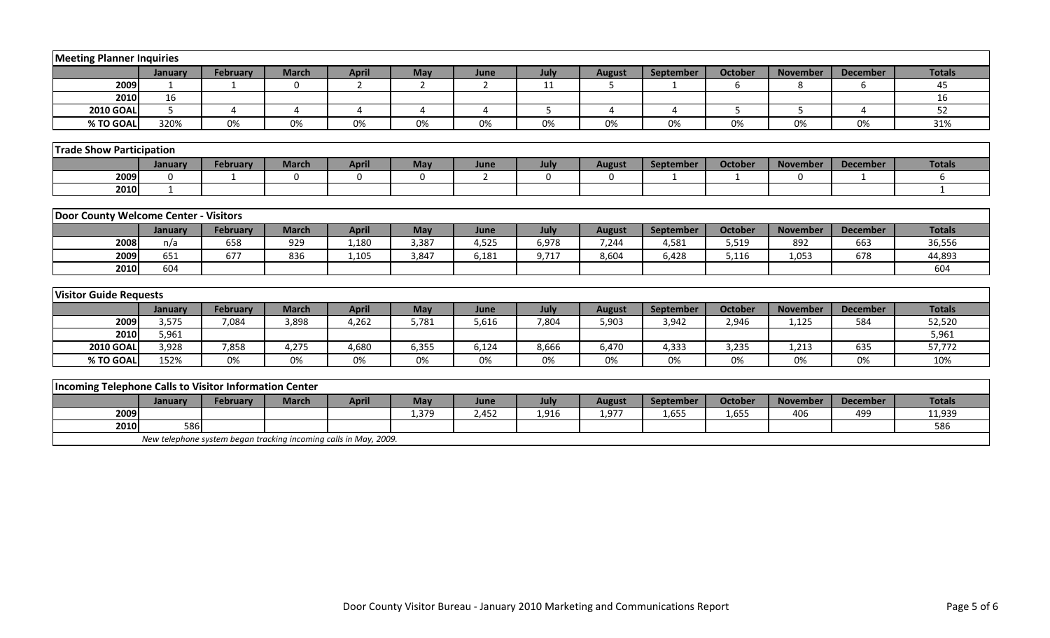### Meeting Planner Inquiries

| | January | February | March | April | May | June | July | August | September | October | November | December | Totals |
|---|---|---|---|---|---|---|---|---|---|---|---|---|---|
| 2009 | 1 | 1 | 0 | 2 | 2 | 2 | 11 | 5 | 1 | 6 | 8 | 6 | 45 |
| 2010 | 16 | | | | | | | | | | | | 16 |
| 2010 GOAL | 5 | 4 | 4 | 4 | 4 | 4 | 5 | 4 | 4 | 5 | 5 | 4 | 52 |
| % TO GOAL | 320% | 0% | 0% | 0% | 0% | 0% | 0% | 0% | 0% | 0% | 0% | 0% | 31% |

### Trade Show Participation

| | January | February | March | April | May | June | July | August | September | October | November | December | Totals |
|---|---|---|---|---|---|---|---|---|---|---|---|---|---|
| 2009 | 0 | 1 | 0 | 0 | 0 | 2 | 0 | 0 | 1 | 1 | 0 | 1 | 6 |
| 2010 | 1 | | | | | | | | | | | | 1 |

### Door County Welcome Center - Visitors

| | January | February | March | April | May | June | July | August | September | October | November | December | Totals |
|---|---|---|---|---|---|---|---|---|---|---|---|---|---|
| 2008 | n/a | 658 | 929 | 1,180 | 3,387 | 4,525 | 6,978 | 7,244 | 4,581 | 5,519 | 892 | 663 | 36,556 |
| 2009 | 651 | 677 | 836 | 1,105 | 3,847 | 6,181 | 9,717 | 8,604 | 6,428 | 5,116 | 1,053 | 678 | 44,893 |
| 2010 | 604 | | | | | | | | | | | | 604 |

### Visitor Guide Requests

| | January | February | March | April | May | June | July | August | September | October | November | December | Totals |
|---|---|---|---|---|---|---|---|---|---|---|---|---|---|
| 2009 | 3,575 | 7,084 | 3,898 | 4,262 | 5,781 | 5,616 | 7,804 | 5,903 | 3,942 | 2,946 | 1,125 | 584 | 52,520 |
| 2010 | 5,961 | | | | | | | | | | | | 5,961 |
| 2010 GOAL | 3,928 | 7,858 | 4,275 | 4,680 | 6,355 | 6,124 | 8,666 | 6,470 | 4,333 | 3,235 | 1,213 | 635 | 57,772 |
| % TO GOAL | 152% | 0% | 0% | 0% | 0% | 0% | 0% | 0% | 0% | 0% | 0% | 0% | 10% |

### Incoming Telephone Calls to Visitor Information Center

| | January | February | March | April | May | June | July | August | September | October | November | December | Totals |
|---|---|---|---|---|---|---|---|---|---|---|---|---|---|
| 2009 | | | | | 1,379 | 2,452 | 1,916 | 1,977 | 1,655 | 1,655 | 406 | 499 | 11,939 |
| 2010 | 586 | | | | | | | | | | | | 586 |

*New telephone system began tracking incoming calls in May, 2009.*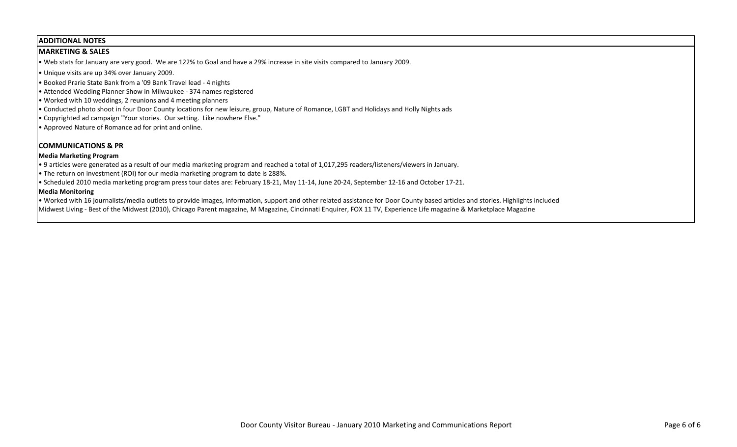## ADDITIONAL NOTES

### MARKETING & SALES

- Web stats for January are very good. We are 122% to Goal and have a 29% increase in site visits compared to January 2009.
- Unique visits are up 34% over January 2009.
- Booked Prarie State Bank from a '09 Bank Travel lead - 4 nights
- Attended Wedding Planner Show in Milwaukee - 374 names registered
- Worked with 10 weddings, 2 reunions and 4 meeting planners
- Conducted photo shoot in four Door County locations for new leisure, group, Nature of Romance, LGBT and Holidays and Holly Nights ads
- Copyrighted ad campaign "Your stories. Our setting. Like nowhere Else."
- Approved Nature of Romance ad for print and online.

### COMMUNICATIONS & PR

**Media Marketing Program**

- 9 articles were generated as a result of our media marketing program and reached a total of 1,017,295 readers/listeners/viewers in January.
- The return on investment (ROI) for our media marketing program to date is 288%.
- Scheduled 2010 media marketing program press tour dates are: February 18-21, May 11-14, June 20-24, September 12-16 and October 17-21.

**Media Monitoring**

- Worked with 16 journalists/media outlets to provide images, information, support and other related assistance for Door County based articles and stories. Highlights included Midwest Living - Best of the Midwest (2010), Chicago Parent magazine, M Magazine, Cincinnati Enquirer, FOX 11 TV, Experience Life magazine & Marketplace Magazine